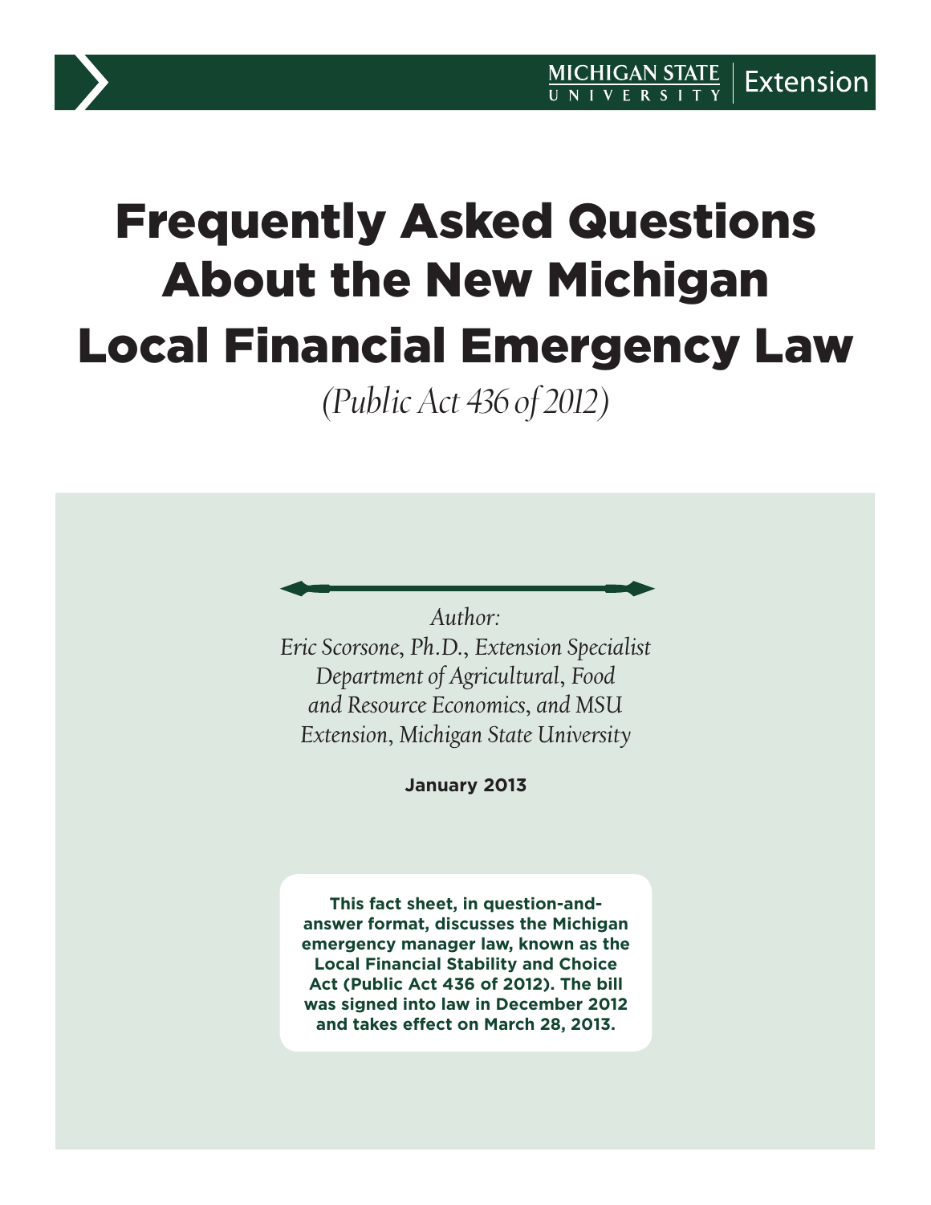# Frequently Asked Questions About the New Michigan Local Financial Emergency Law

*(Public Act 436 of 2012)*

*Author:*
*Eric Scorsone, Ph.D., Extension Specialist*
*Department of Agricultural, Food and Resource Economics, and MSU Extension, Michigan State University*

**January 2013**

**This fact sheet, in question-and-answer format, discusses the Michigan emergency manager law, known as the Local Financial Stability and Choice Act (Public Act 436 of 2012). The bill was signed into law in December 2012 and takes effect on March 28, 2013.**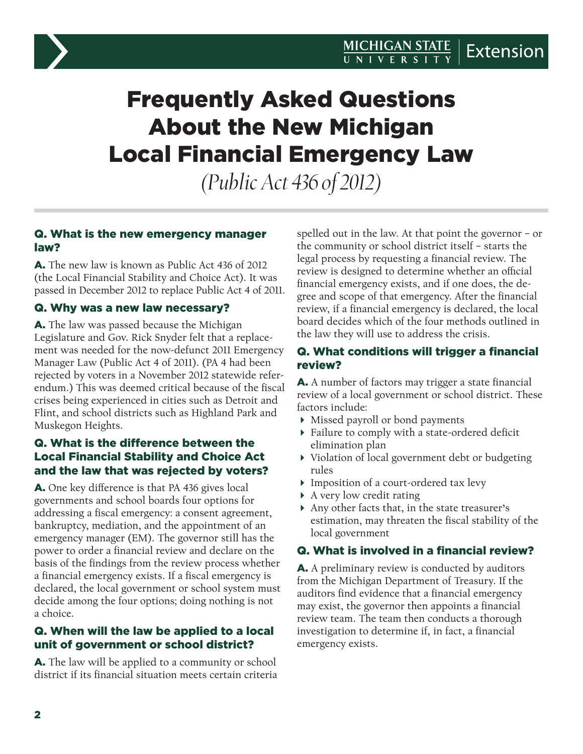# Frequently Asked Questions About the New Michigan Local Financial Emergency Law

*(Public Act 436 of 2012)*

### Q. What is the new emergency manager law?

**A.** The new law is known as Public Act 436 of 2012 (the Local Financial Stability and Choice Act). It was passed in December 2012 to replace Public Act 4 of 2011.

### Q. Why was a new law necessary?

**A.** The law was passed because the Michigan Legislature and Gov. Rick Snyder felt that a replacement was needed for the now-defunct 2011 Emergency Manager Law (Public Act 4 of 2011). (PA 4 had been rejected by voters in a November 2012 statewide referendum.) This was deemed critical because of the fiscal crises being experienced in cities such as Detroit and Flint, and school districts such as Highland Park and Muskegon Heights.

### Q. What is the difference between the Local Financial Stability and Choice Act and the law that was rejected by voters?

**A.** One key difference is that PA 436 gives local governments and school boards four options for addressing a fiscal emergency: a consent agreement, bankruptcy, mediation, and the appointment of an emergency manager (EM). The governor still has the power to order a financial review and declare on the basis of the findings from the review process whether a financial emergency exists. If a fiscal emergency is declared, the local government or school system must decide among the four options; doing nothing is not a choice.

### Q. When will the law be applied to a local unit of government or school district?

**A.** The law will be applied to a community or school district if its financial situation meets certain criteria spelled out in the law. At that point the governor – or the community or school district itself – starts the legal process by requesting a financial review. The review is designed to determine whether an official financial emergency exists, and if one does, the degree and scope of that emergency. After the financial review, if a financial emergency is declared, the local board decides which of the four methods outlined in the law they will use to address the crisis.

### Q. What conditions will trigger a financial review?

**A.** A number of factors may trigger a state financial review of a local government or school district. These factors include:

- Missed payroll or bond payments
- Failure to comply with a state-ordered deficit elimination plan
- Violation of local government debt or budgeting rules
- Imposition of a court-ordered tax levy
- A very low credit rating
- Any other facts that, in the state treasurer's estimation, may threaten the fiscal stability of the local government

### Q. What is involved in a financial review?

**A.** A preliminary review is conducted by auditors from the Michigan Department of Treasury. If the auditors find evidence that a financial emergency may exist, the governor then appoints a financial review team. The team then conducts a thorough investigation to determine if, in fact, a financial emergency exists.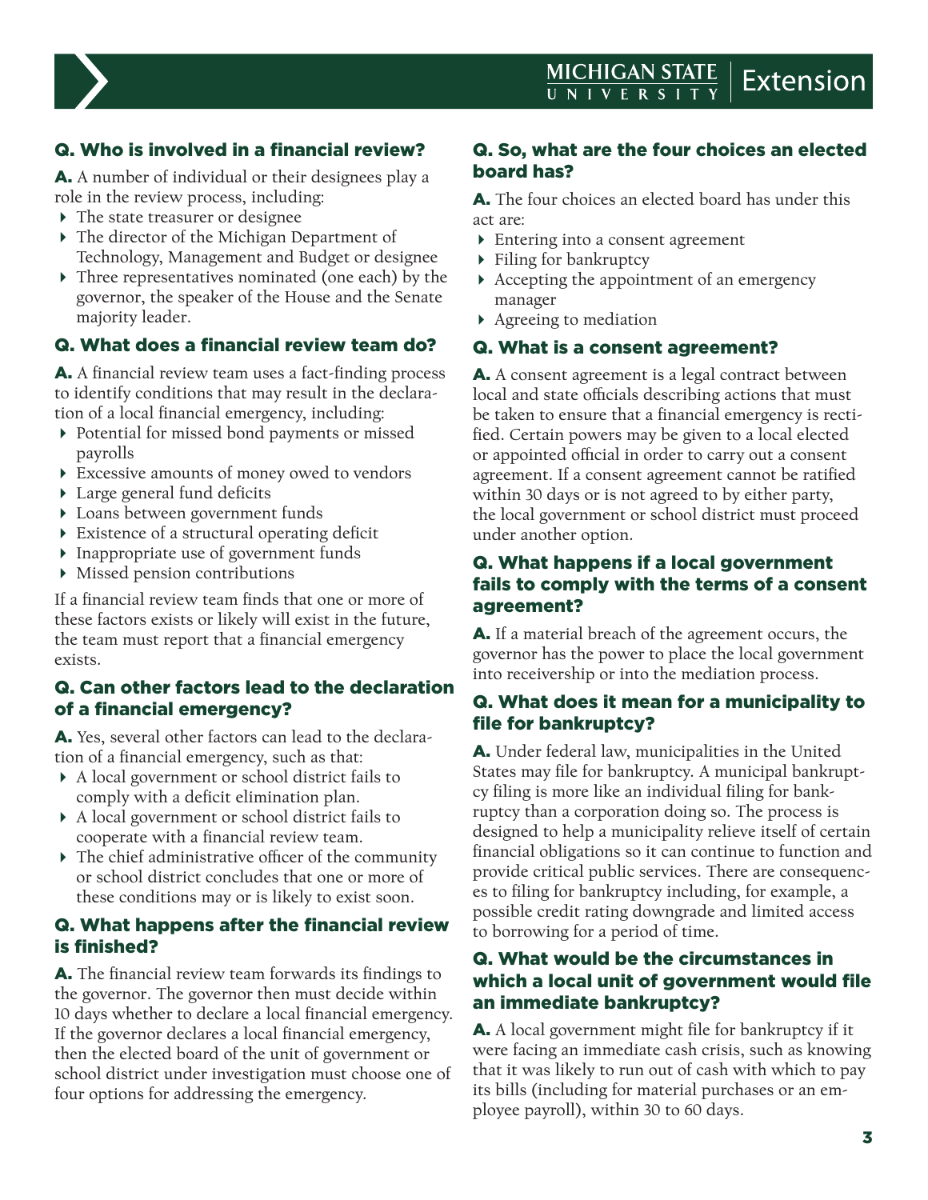### Q. Who is involved in a financial review?

**A.** A number of individual or their designees play a role in the review process, including:

- The state treasurer or designee
- The director of the Michigan Department of Technology, Management and Budget or designee
- Three representatives nominated (one each) by the governor, the speaker of the House and the Senate majority leader.

### Q. What does a financial review team do?

**A.** A financial review team uses a fact-finding process to identify conditions that may result in the declaration of a local financial emergency, including:

- Potential for missed bond payments or missed payrolls
- Excessive amounts of money owed to vendors
- Large general fund deficits
- Loans between government funds
- Existence of a structural operating deficit
- Inappropriate use of government funds
- Missed pension contributions

If a financial review team finds that one or more of these factors exists or likely will exist in the future, the team must report that a financial emergency exists.

### Q. Can other factors lead to the declaration of a financial emergency?

**A.** Yes, several other factors can lead to the declaration of a financial emergency, such as that:

- A local government or school district fails to comply with a deficit elimination plan.
- A local government or school district fails to cooperate with a financial review team.
- The chief administrative officer of the community or school district concludes that one or more of these conditions may or is likely to exist soon.

### Q. What happens after the financial review is finished?

**A.** The financial review team forwards its findings to the governor. The governor then must decide within 10 days whether to declare a local financial emergency. If the governor declares a local financial emergency, then the elected board of the unit of government or school district under investigation must choose one of four options for addressing the emergency.

### Q. So, what are the four choices an elected board has?

**A.** The four choices an elected board has under this act are:

- Entering into a consent agreement
- Filing for bankruptcy
- Accepting the appointment of an emergency manager
- Agreeing to mediation

### Q. What is a consent agreement?

**A.** A consent agreement is a legal contract between local and state officials describing actions that must be taken to ensure that a financial emergency is rectified. Certain powers may be given to a local elected or appointed official in order to carry out a consent agreement. If a consent agreement cannot be ratified within 30 days or is not agreed to by either party, the local government or school district must proceed under another option.

### Q. What happens if a local government fails to comply with the terms of a consent agreement?

**A.** If a material breach of the agreement occurs, the governor has the power to place the local government into receivership or into the mediation process.

### Q. What does it mean for a municipality to file for bankruptcy?

**A.** Under federal law, municipalities in the United States may file for bankruptcy. A municipal bankruptcy filing is more like an individual filing for bankruptcy than a corporation doing so. The process is designed to help a municipality relieve itself of certain financial obligations so it can continue to function and provide critical public services. There are consequences to filing for bankruptcy including, for example, a possible credit rating downgrade and limited access to borrowing for a period of time.

### Q. What would be the circumstances in which a local unit of government would file an immediate bankruptcy?

**A.** A local government might file for bankruptcy if it were facing an immediate cash crisis, such as knowing that it was likely to run out of cash with which to pay its bills (including for material purchases or an employee payroll), within 30 to 60 days.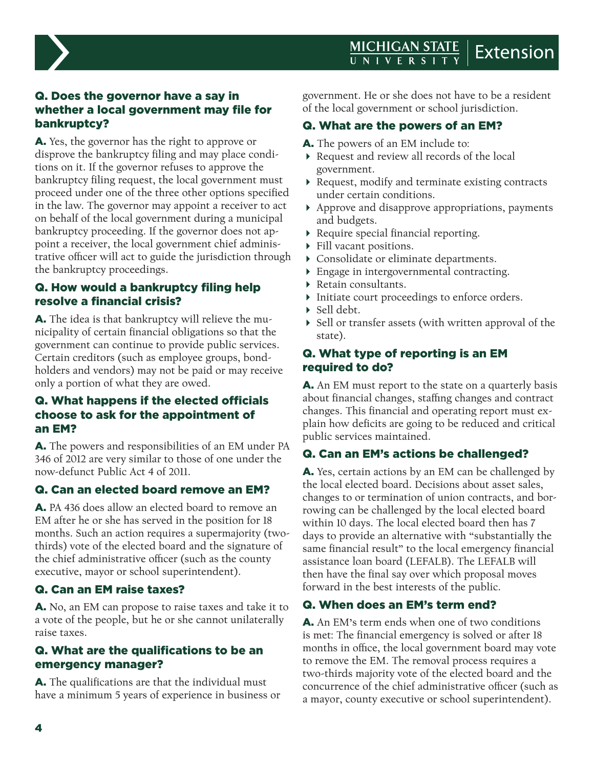### Q. Does the governor have a say in whether a local government may file for bankruptcy?

**A.** Yes, the governor has the right to approve or disprove the bankruptcy filing and may place conditions on it. If the governor refuses to approve the bankruptcy filing request, the local government must proceed under one of the three other options specified in the law. The governor may appoint a receiver to act on behalf of the local government during a municipal bankruptcy proceeding. If the governor does not appoint a receiver, the local government chief administrative officer will act to guide the jurisdiction through the bankruptcy proceedings.

### Q. How would a bankruptcy filing help resolve a financial crisis?

**A.** The idea is that bankruptcy will relieve the municipality of certain financial obligations so that the government can continue to provide public services. Certain creditors (such as employee groups, bondholders and vendors) may not be paid or may receive only a portion of what they are owed.

### Q. What happens if the elected officials choose to ask for the appointment of an EM?

**A.** The powers and responsibilities of an EM under PA 346 of 2012 are very similar to those of one under the now-defunct Public Act 4 of 2011.

### Q. Can an elected board remove an EM?

**A.** PA 436 does allow an elected board to remove an EM after he or she has served in the position for 18 months. Such an action requires a supermajority (two-thirds) vote of the elected board and the signature of the chief administrative officer (such as the county executive, mayor or school superintendent).

### Q. Can an EM raise taxes?

**A.** No, an EM can propose to raise taxes and take it to a vote of the people, but he or she cannot unilaterally raise taxes.

### Q. What are the qualifications to be an emergency manager?

**A.** The qualifications are that the individual must have a minimum 5 years of experience in business or government. He or she does not have to be a resident of the local government or school jurisdiction.

### Q. What are the powers of an EM?

**A.** The powers of an EM include to:

- Request and review all records of the local government.
- Request, modify and terminate existing contracts under certain conditions.
- Approve and disapprove appropriations, payments and budgets.
- Require special financial reporting.
- Fill vacant positions.
- Consolidate or eliminate departments.
- Engage in intergovernmental contracting.
- Retain consultants.
- Initiate court proceedings to enforce orders.
- Sell debt.
- Sell or transfer assets (with written approval of the state).

### Q. What type of reporting is an EM required to do?

**A.** An EM must report to the state on a quarterly basis about financial changes, staffing changes and contract changes. This financial and operating report must explain how deficits are going to be reduced and critical public services maintained.

### Q. Can an EM's actions be challenged?

**A.** Yes, certain actions by an EM can be challenged by the local elected board. Decisions about asset sales, changes to or termination of union contracts, and borrowing can be challenged by the local elected board within 10 days. The local elected board then has 7 days to provide an alternative with "substantially the same financial result" to the local emergency financial assistance loan board (LEFALB). The LEFALB will then have the final say over which proposal moves forward in the best interests of the public.

### Q. When does an EM's term end?

**A.** An EM's term ends when one of two conditions is met: The financial emergency is solved or after 18 months in office, the local government board may vote to remove the EM. The removal process requires a two-thirds majority vote of the elected board and the concurrence of the chief administrative officer (such as a mayor, county executive or school superintendent).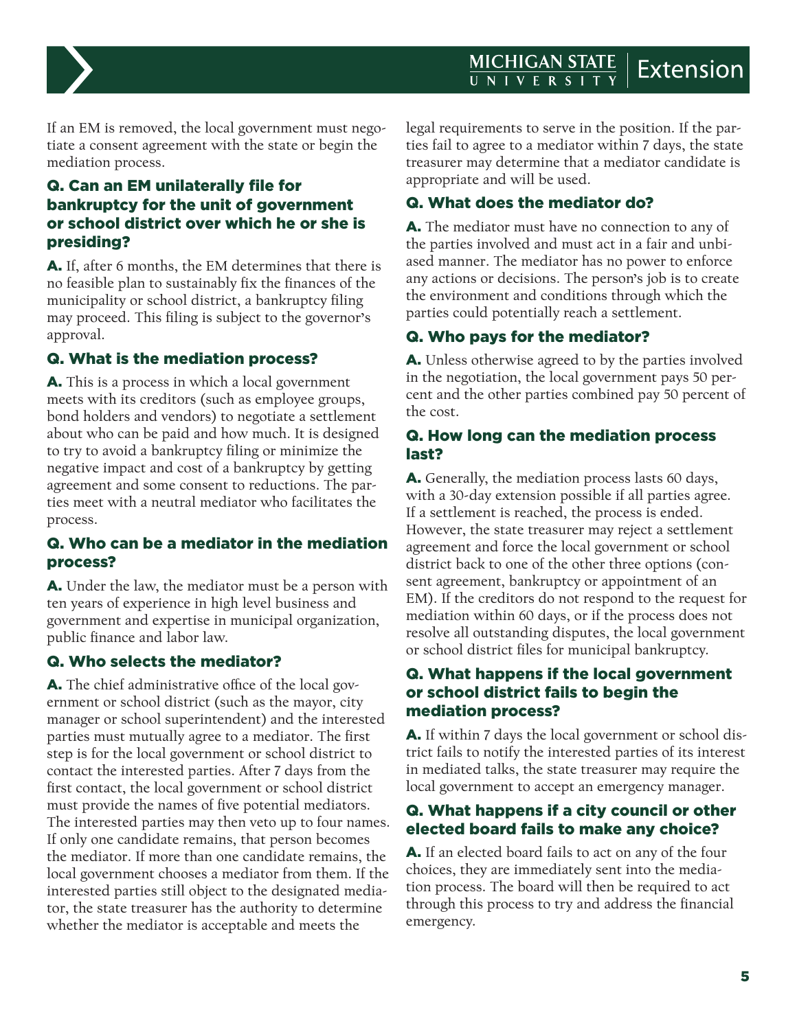If an EM is removed, the local government must negotiate a consent agreement with the state or begin the mediation process.

### Q. Can an EM unilaterally file for bankruptcy for the unit of government or school district over which he or she is presiding?

**A.** If, after 6 months, the EM determines that there is no feasible plan to sustainably fix the finances of the municipality or school district, a bankruptcy filing may proceed. This filing is subject to the governor's approval.

### Q. What is the mediation process?

**A.** This is a process in which a local government meets with its creditors (such as employee groups, bond holders and vendors) to negotiate a settlement about who can be paid and how much. It is designed to try to avoid a bankruptcy filing or minimize the negative impact and cost of a bankruptcy by getting agreement and some consent to reductions. The parties meet with a neutral mediator who facilitates the process.

### Q. Who can be a mediator in the mediation process?

**A.** Under the law, the mediator must be a person with ten years of experience in high level business and government and expertise in municipal organization, public finance and labor law.

### Q. Who selects the mediator?

**A.** The chief administrative office of the local government or school district (such as the mayor, city manager or school superintendent) and the interested parties must mutually agree to a mediator. The first step is for the local government or school district to contact the interested parties. After 7 days from the first contact, the local government or school district must provide the names of five potential mediators. The interested parties may then veto up to four names. If only one candidate remains, that person becomes the mediator. If more than one candidate remains, the local government chooses a mediator from them. If the interested parties still object to the designated mediator, the state treasurer has the authority to determine whether the mediator is acceptable and meets the legal requirements to serve in the position. If the parties fail to agree to a mediator within 7 days, the state treasurer may determine that a mediator candidate is appropriate and will be used.

### Q. What does the mediator do?

**A.** The mediator must have no connection to any of the parties involved and must act in a fair and unbiased manner. The mediator has no power to enforce any actions or decisions. The person's job is to create the environment and conditions through which the parties could potentially reach a settlement.

### Q. Who pays for the mediator?

**A.** Unless otherwise agreed to by the parties involved in the negotiation, the local government pays 50 percent and the other parties combined pay 50 percent of the cost.

### Q. How long can the mediation process last?

**A.** Generally, the mediation process lasts 60 days, with a 30-day extension possible if all parties agree. If a settlement is reached, the process is ended. However, the state treasurer may reject a settlement agreement and force the local government or school district back to one of the other three options (consent agreement, bankruptcy or appointment of an EM). If the creditors do not respond to the request for mediation within 60 days, or if the process does not resolve all outstanding disputes, the local government or school district files for municipal bankruptcy.

### Q. What happens if the local government or school district fails to begin the mediation process?

**A.** If within 7 days the local government or school district fails to notify the interested parties of its interest in mediated talks, the state treasurer may require the local government to accept an emergency manager.

### Q. What happens if a city council or other elected board fails to make any choice?

**A.** If an elected board fails to act on any of the four choices, they are immediately sent into the mediation process. The board will then be required to act through this process to try and address the financial emergency.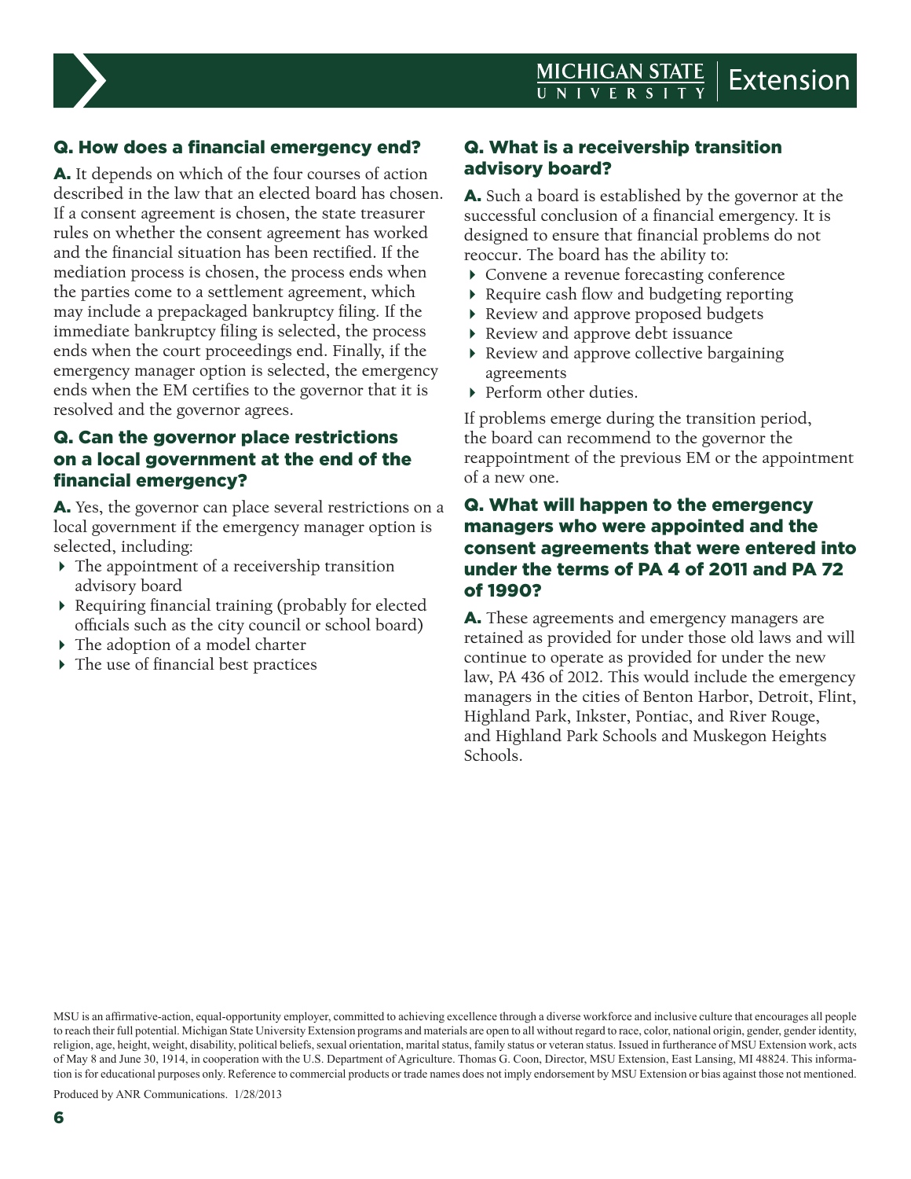### Q. How does a financial emergency end?

**A.** It depends on which of the four courses of action described in the law that an elected board has chosen. If a consent agreement is chosen, the state treasurer rules on whether the consent agreement has worked and the financial situation has been rectified. If the mediation process is chosen, the process ends when the parties come to a settlement agreement, which may include a prepackaged bankruptcy filing. If the immediate bankruptcy filing is selected, the process ends when the court proceedings end. Finally, if the emergency manager option is selected, the emergency ends when the EM certifies to the governor that it is resolved and the governor agrees.

### Q. Can the governor place restrictions on a local government at the end of the financial emergency?

**A.** Yes, the governor can place several restrictions on a local government if the emergency manager option is selected, including:

- The appointment of a receivership transition advisory board
- Requiring financial training (probably for elected officials such as the city council or school board)
- The adoption of a model charter
- The use of financial best practices

### Q. What is a receivership transition advisory board?

**A.** Such a board is established by the governor at the successful conclusion of a financial emergency. It is designed to ensure that financial problems do not reoccur. The board has the ability to:

- Convene a revenue forecasting conference
- Require cash flow and budgeting reporting
- Review and approve proposed budgets
- Review and approve debt issuance
- Review and approve collective bargaining agreements
- Perform other duties.

If problems emerge during the transition period, the board can recommend to the governor the reappointment of the previous EM or the appointment of a new one.

### Q. What will happen to the emergency managers who were appointed and the consent agreements that were entered into under the terms of PA 4 of 2011 and PA 72 of 1990?

**A.** These agreements and emergency managers are retained as provided for under those old laws and will continue to operate as provided for under the new law, PA 436 of 2012. This would include the emergency managers in the cities of Benton Harbor, Detroit, Flint, Highland Park, Inkster, Pontiac, and River Rouge, and Highland Park Schools and Muskegon Heights Schools.

MSU is an affirmative-action, equal-opportunity employer, committed to achieving excellence through a diverse workforce and inclusive culture that encourages all people to reach their full potential. Michigan State University Extension programs and materials are open to all without regard to race, color, national origin, gender, gender identity, religion, age, height, weight, disability, political beliefs, sexual orientation, marital status, family status or veteran status. Issued in furtherance of MSU Extension work, acts of May 8 and June 30, 1914, in cooperation with the U.S. Department of Agriculture. Thomas G. Coon, Director, MSU Extension, East Lansing, MI 48824. This information is for educational purposes only. Reference to commercial products or trade names does not imply endorsement by MSU Extension or bias against those not mentioned.

Produced by ANR Communications. 1/28/2013